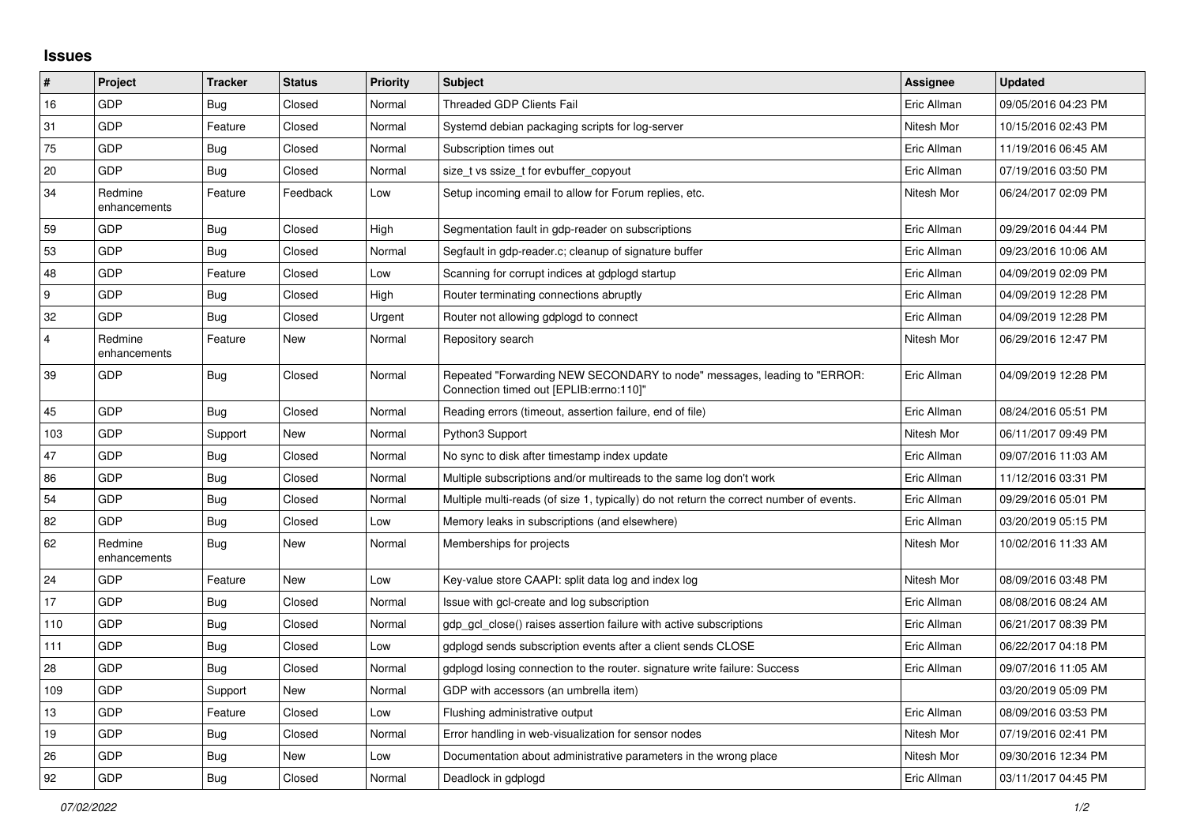# Issues

| # | Project | Tracker | Status | Priority | Subject | Assignee | Updated |
|---|---|---|---|---|---|---|---|
| 16 | GDP | Bug | Closed | Normal | Threaded GDP Clients Fail | Eric Allman | 09/05/2016 04:23 PM |
| 31 | GDP | Feature | Closed | Normal | Systemd debian packaging scripts for log-server | Nitesh Mor | 10/15/2016 02:43 PM |
| 75 | GDP | Bug | Closed | Normal | Subscription times out | Eric Allman | 11/19/2016 06:45 AM |
| 20 | GDP | Bug | Closed | Normal | size_t vs ssize_t for evbuffer_copyout | Eric Allman | 07/19/2016 03:50 PM |
| 34 | Redmine enhancements | Feature | Feedback | Low | Setup incoming email to allow for Forum replies, etc. | Nitesh Mor | 06/24/2017 02:09 PM |
| 59 | GDP | Bug | Closed | High | Segmentation fault in gdp-reader on subscriptions | Eric Allman | 09/29/2016 04:44 PM |
| 53 | GDP | Bug | Closed | Normal | Segfault in gdp-reader.c; cleanup of signature buffer | Eric Allman | 09/23/2016 10:06 AM |
| 48 | GDP | Feature | Closed | Low | Scanning for corrupt indices at gdplogd startup | Eric Allman | 04/09/2019 02:09 PM |
| 9 | GDP | Bug | Closed | High | Router terminating connections abruptly | Eric Allman | 04/09/2019 12:28 PM |
| 32 | GDP | Bug | Closed | Urgent | Router not allowing gdplogd to connect | Eric Allman | 04/09/2019 12:28 PM |
| 4 | Redmine enhancements | Feature | New | Normal | Repository search | Nitesh Mor | 06/29/2016 12:47 PM |
| 39 | GDP | Bug | Closed | Normal | Repeated "Forwarding NEW SECONDARY to node" messages, leading to "ERROR: Connection timed out [EPLIB:errno:110]" | Eric Allman | 04/09/2019 12:28 PM |
| 45 | GDP | Bug | Closed | Normal | Reading errors (timeout, assertion failure, end of file) | Eric Allman | 08/24/2016 05:51 PM |
| 103 | GDP | Support | New | Normal | Python3 Support | Nitesh Mor | 06/11/2017 09:49 PM |
| 47 | GDP | Bug | Closed | Normal | No sync to disk after timestamp index update | Eric Allman | 09/07/2016 11:03 AM |
| 86 | GDP | Bug | Closed | Normal | Multiple subscriptions and/or multireads to the same log don't work | Eric Allman | 11/12/2016 03:31 PM |
| 54 | GDP | Bug | Closed | Normal | Multiple multi-reads (of size 1, typically) do not return the correct number of events. | Eric Allman | 09/29/2016 05:01 PM |
| 82 | GDP | Bug | Closed | Low | Memory leaks in subscriptions (and elsewhere) | Eric Allman | 03/20/2019 05:15 PM |
| 62 | Redmine enhancements | Bug | New | Normal | Memberships for projects | Nitesh Mor | 10/02/2016 11:33 AM |
| 24 | GDP | Feature | New | Low | Key-value store CAAPI: split data log and index log | Nitesh Mor | 08/09/2016 03:48 PM |
| 17 | GDP | Bug | Closed | Normal | Issue with gcl-create and log subscription | Eric Allman | 08/08/2016 08:24 AM |
| 110 | GDP | Bug | Closed | Normal | gdp_gcl_close() raises assertion failure with active subscriptions | Eric Allman | 06/21/2017 08:39 PM |
| 111 | GDP | Bug | Closed | Low | gdplogd sends subscription events after a client sends CLOSE | Eric Allman | 06/22/2017 04:18 PM |
| 28 | GDP | Bug | Closed | Normal | gdplogd losing connection to the router. signature write failure: Success | Eric Allman | 09/07/2016 11:05 AM |
| 109 | GDP | Support | New | Normal | GDP with accessors (an umbrella item) | | 03/20/2019 05:09 PM |
| 13 | GDP | Feature | Closed | Low | Flushing administrative output | Eric Allman | 08/09/2016 03:53 PM |
| 19 | GDP | Bug | Closed | Normal | Error handling in web-visualization for sensor nodes | Nitesh Mor | 07/19/2016 02:41 PM |
| 26 | GDP | Bug | New | Low | Documentation about administrative parameters in the wrong place | Nitesh Mor | 09/30/2016 12:34 PM |
| 92 | GDP | Bug | Closed | Normal | Deadlock in gdplogd | Eric Allman | 03/11/2017 04:45 PM |

*07/02/2022*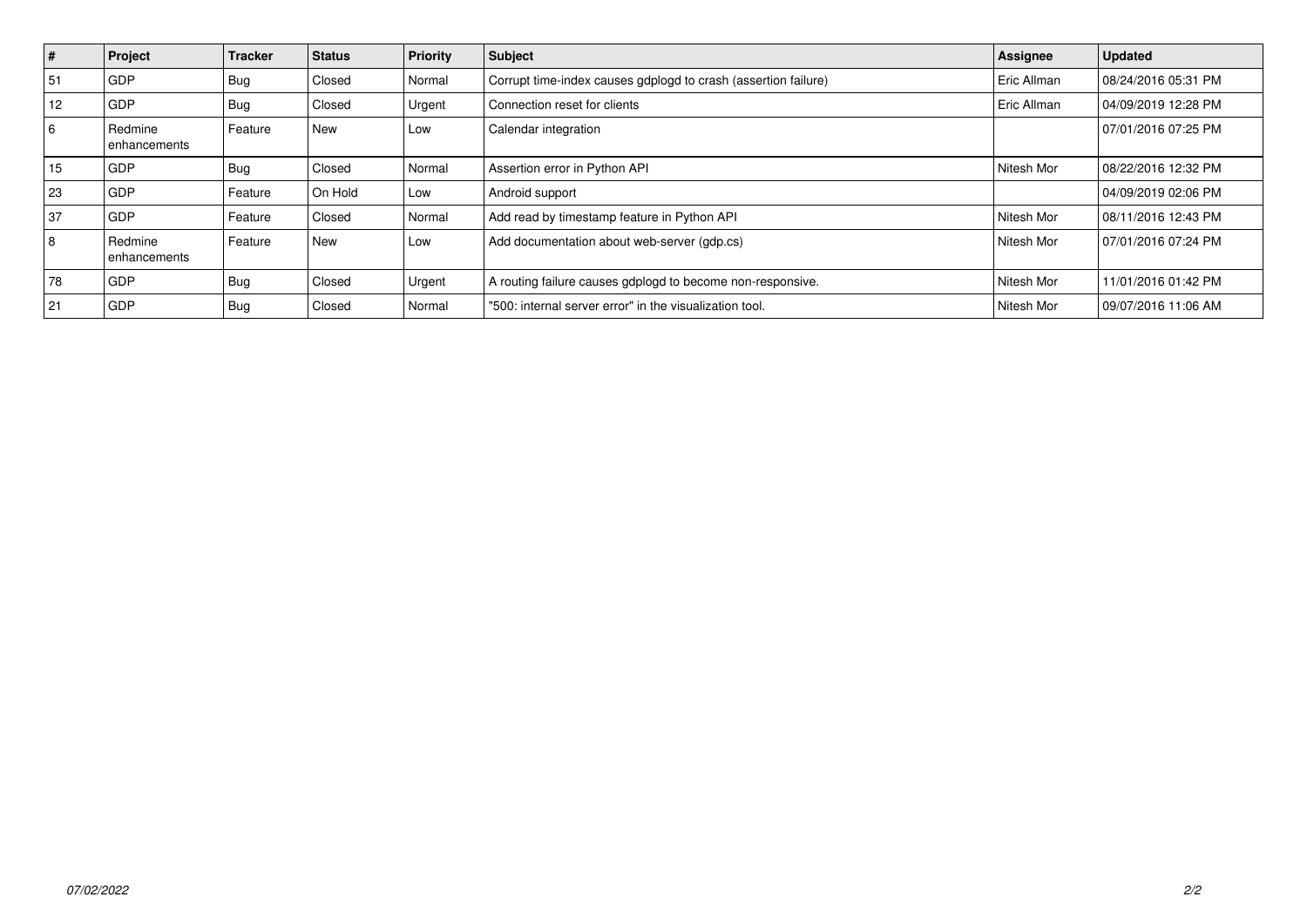| # | Project | Tracker | Status | Priority | Subject | Assignee | Updated |
|---|---|---|---|---|---|---|---|
| 51 | GDP | Bug | Closed | Normal | Corrupt time-index causes gdplogd to crash (assertion failure) | Eric Allman | 08/24/2016 05:31 PM |
| 12 | GDP | Bug | Closed | Urgent | Connection reset for clients | Eric Allman | 04/09/2019 12:28 PM |
| 6 | Redmine enhancements | Feature | New | Low | Calendar integration | | 07/01/2016 07:25 PM |
| 15 | GDP | Bug | Closed | Normal | Assertion error in Python API | Nitesh Mor | 08/22/2016 12:32 PM |
| 23 | GDP | Feature | On Hold | Low | Android support | | 04/09/2019 02:06 PM |
| 37 | GDP | Feature | Closed | Normal | Add read by timestamp feature in Python API | Nitesh Mor | 08/11/2016 12:43 PM |
| 8 | Redmine enhancements | Feature | New | Low | Add documentation about web-server (gdp.cs) | Nitesh Mor | 07/01/2016 07:24 PM |
| 78 | GDP | Bug | Closed | Urgent | A routing failure causes gdplogd to become non-responsive. | Nitesh Mor | 11/01/2016 01:42 PM |
| 21 | GDP | Bug | Closed | Normal | "500: internal server error" in the visualization tool. | Nitesh Mor | 09/07/2016 11:06 AM |